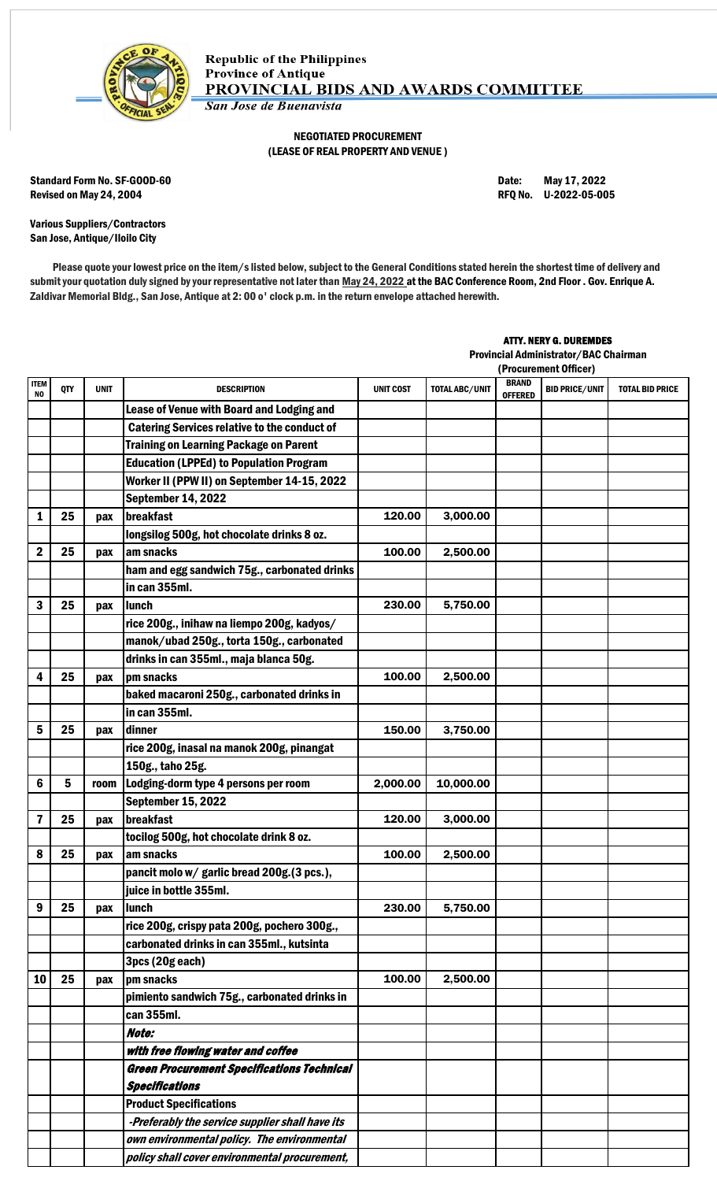Republic of the Philippines
Province of Antique
**PROVINCIAL BIDS AND AWARDS COMMITTEE**
*San Jose de Buenavista*

**NEGOTIATED PROCUREMENT**
**(LEASE OF REAL PROPERTY AND VENUE )**

**Standard Form No. SF-GOOD-60**
**Revised on May 24, 2004**

**Date: May 17, 2022**
**RFQ No. U-2022-05-005**

**Various Suppliers/Contractors**
**San Jose, Antique/Iloilo City**

Please quote your lowest price on the item/s listed below, subject to the General Conditions stated herein the shortest time of delivery and submit your quotation duly signed by your representative not later than May 24, 2022 at the BAC Conference Room, 2nd Floor . Gov. Enrique A. Zaldivar Memorial Bldg., San Jose, Antique at 2: 00 o' clock p.m. in the return envelope attached herewith.

**ATTY. NERY G. DUREMDES**
**Provincial Administrator/BAC Chairman**
**(Procurement Officer)**

| ITEM NO | QTY | UNIT | DESCRIPTION | UNIT COST | TOTAL ABC/UNIT | BRAND OFFERED | BID PRICE/UNIT | TOTAL BID PRICE |
|---|---|---|---|---|---|---|---|---|
| | | | Lease of Venue with Board and Lodging and | | | | | |
| | | | Catering Services relative to the conduct of | | | | | |
| | | | Training on Learning Package on Parent | | | | | |
| | | | Education (LPPEd) to Population Program | | | | | |
| | | | Worker II (PPW II) on September 14-15, 2022 | | | | | |
| | | | September 14, 2022 | | | | | |
| 1 | 25 | pax | breakfast | 120.00 | 3,000.00 | | | |
| | | | longsilog 500g, hot chocolate drinks 8 oz. | | | | | |
| 2 | 25 | pax | am snacks | 100.00 | 2,500.00 | | | |
| | | | ham and egg sandwich 75g., carbonated drinks | | | | | |
| | | | in can 355ml. | | | | | |
| 3 | 25 | pax | lunch | 230.00 | 5,750.00 | | | |
| | | | rice 200g., inihaw na liempo 200g, kadyos/ | | | | | |
| | | | manok/ubad 250g., torta 150g., carbonated | | | | | |
| | | | drinks in can 355ml., maja blanca 50g. | | | | | |
| 4 | 25 | pax | pm snacks | 100.00 | 2,500.00 | | | |
| | | | baked macaroni 250g., carbonated drinks in | | | | | |
| | | | in can 355ml. | | | | | |
| 5 | 25 | pax | dinner | 150.00 | 3,750.00 | | | |
| | | | rice 200g, inasal na manok 200g, pinangat | | | | | |
| | | | 150g., taho 25g. | | | | | |
| 6 | 5 | room | Lodging-dorm type 4 persons per room | 2,000.00 | 10,000.00 | | | |
| | | | September 15, 2022 | | | | | |
| 7 | 25 | pax | breakfast | 120.00 | 3,000.00 | | | |
| | | | tocilog 500g, hot chocolate drink 8 oz. | | | | | |
| 8 | 25 | pax | am snacks | 100.00 | 2,500.00 | | | |
| | | | pancit molo w/ garlic bread 200g.(3 pcs.), | | | | | |
| | | | juice in bottle 355ml. | | | | | |
| 9 | 25 | pax | lunch | 230.00 | 5,750.00 | | | |
| | | | rice 200g, crispy pata 200g, pochero 300g., | | | | | |
| | | | carbonated drinks in can 355ml., kutsinta | | | | | |
| | | | 3pcs (20g each) | | | | | |
| 10 | 25 | pax | pm snacks | 100.00 | 2,500.00 | | | |
| | | | pimiento sandwich 75g., carbonated drinks in | | | | | |
| | | | can 355ml. | | | | | |
| | | | ***Note:*** | | | | | |
| | | | ***with free flowing water and coffee*** | | | | | |
| | | | ***Green Procurement Specifications Technical*** | | | | | |
| | | | ***Specifications*** | | | | | |
| | | | **Product Specifications** | | | | | |
| | | | *-Preferably the service supplier shall have its* | | | | | |
| | | | *own environmental policy. The environmental* | | | | | |
| | | | *policy shall cover environmental procurement,* | | | | | |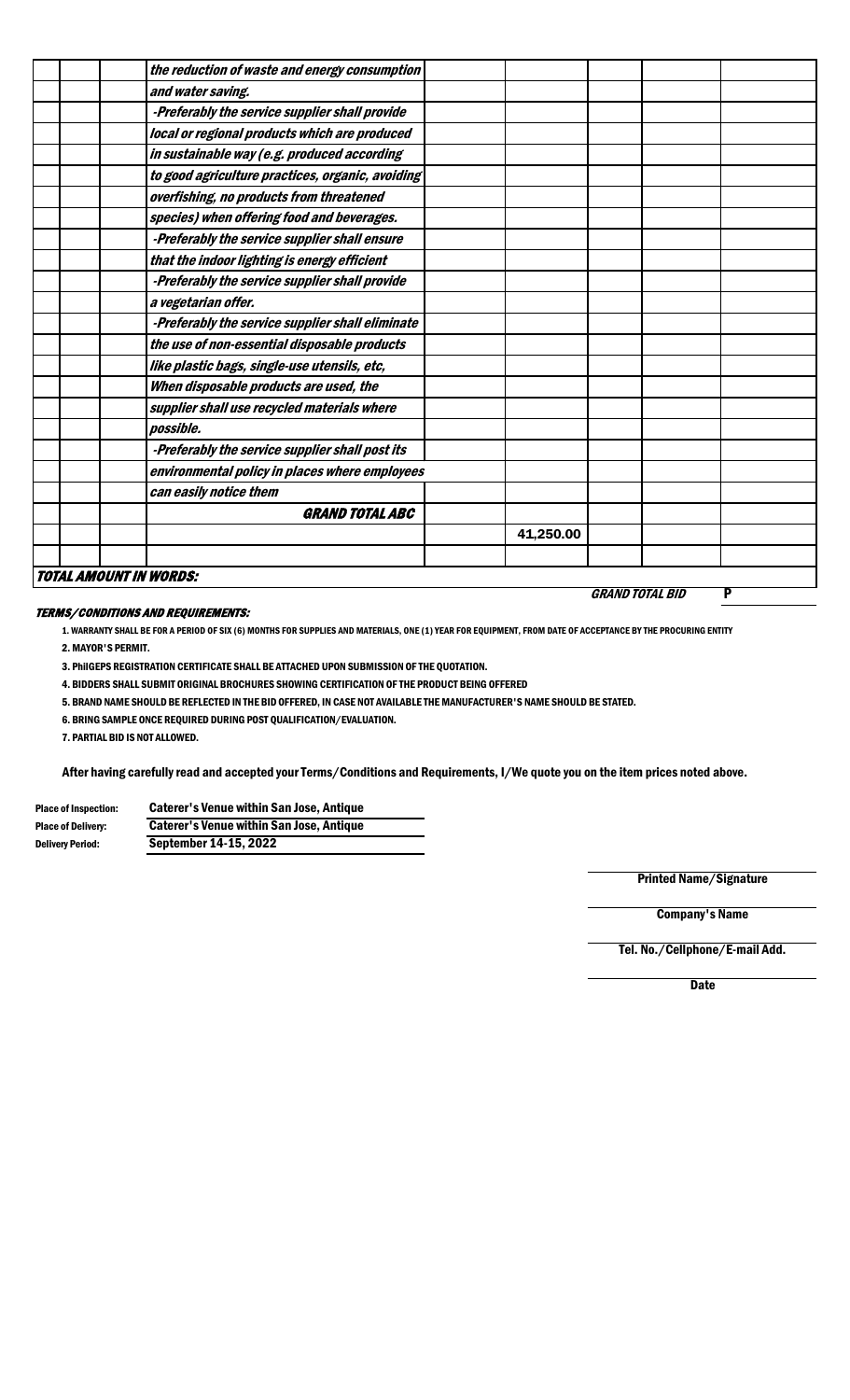| | | | | | | | | |
|---|---|---|---|---|---|---|---|---|
| | | | *the reduction of waste and energy consumption* | | | | | |
| | | | *and water saving.* | | | | | |
| | | | *-Preferably the service supplier shall provide* | | | | | |
| | | | *local or regional products which are produced* | | | | | |
| | | | *in sustainable way (e.g. produced according* | | | | | |
| | | | *to good agriculture practices, organic, avoiding* | | | | | |
| | | | *overfishing, no products from threatened* | | | | | |
| | | | *species) when offering food and beverages.* | | | | | |
| | | | *-Preferably the service supplier shall ensure* | | | | | |
| | | | *that the indoor lighting is energy efficient* | | | | | |
| | | | *-Preferably the service supplier shall provide* | | | | | |
| | | | *a vegetarian offer.* | | | | | |
| | | | *-Preferably the service supplier shall eliminate* | | | | | |
| | | | *the use of non-essential disposable products* | | | | | |
| | | | *like plastic bags, single-use utensils, etc,* | | | | | |
| | | | *When disposable products are used, the* | | | | | |
| | | | *supplier shall use recycled materials where* | | | | | |
| | | | *possible.* | | | | | |
| | | | *-Preferably the service supplier shall post its* | | | | | |
| | | | *environmental policy in places where employees* | | | | | |
| | | | *can easily notice them* | | | | | |
| | | | ***GRAND TOTAL ABC*** | | | | | |
| | | | | | 41,250.00 | | | |
| | | | | | | | | |

***TOTAL AMOUNT IN WORDS:***

***GRAND TOTAL BID*** **P**

***TERMS/CONDITIONS AND REQUIREMENTS:***

1. WARRANTY SHALL BE FOR A PERIOD OF SIX (6) MONTHS FOR SUPPLIES AND MATERIALS, ONE (1) YEAR FOR EQUIPMENT, FROM DATE OF ACCEPTANCE BY THE PROCURING ENTITY
2. MAYOR'S PERMIT.
3. PhilGEPS REGISTRATION CERTIFICATE SHALL BE ATTACHED UPON SUBMISSION OF THE QUOTATION.
4. BIDDERS SHALL SUBMIT ORIGINAL BROCHURES SHOWING CERTIFICATION OF THE PRODUCT BEING OFFERED
5. BRAND NAME SHOULD BE REFLECTED IN THE BID OFFERED, IN CASE NOT AVAILABLE THE MANUFACTURER'S NAME SHOULD BE STATED.
6. BRING SAMPLE ONCE REQUIRED DURING POST QUALIFICATION/EVALUATION.
7. PARTIAL BID IS NOT ALLOWED.

**After having carefully read and accepted your Terms/Conditions and Requirements, I/We quote you on the item prices noted above.**

Place of Inspection: **Caterer's Venue within San Jose, Antique**
Place of Delivery: **Caterer's Venue within San Jose, Antique**
Delivery Period: **September 14-15, 2022**

**Printed Name/Signature**

**Company's Name**

**Tel. No./Cellphone/E-mail Add.**

**Date**